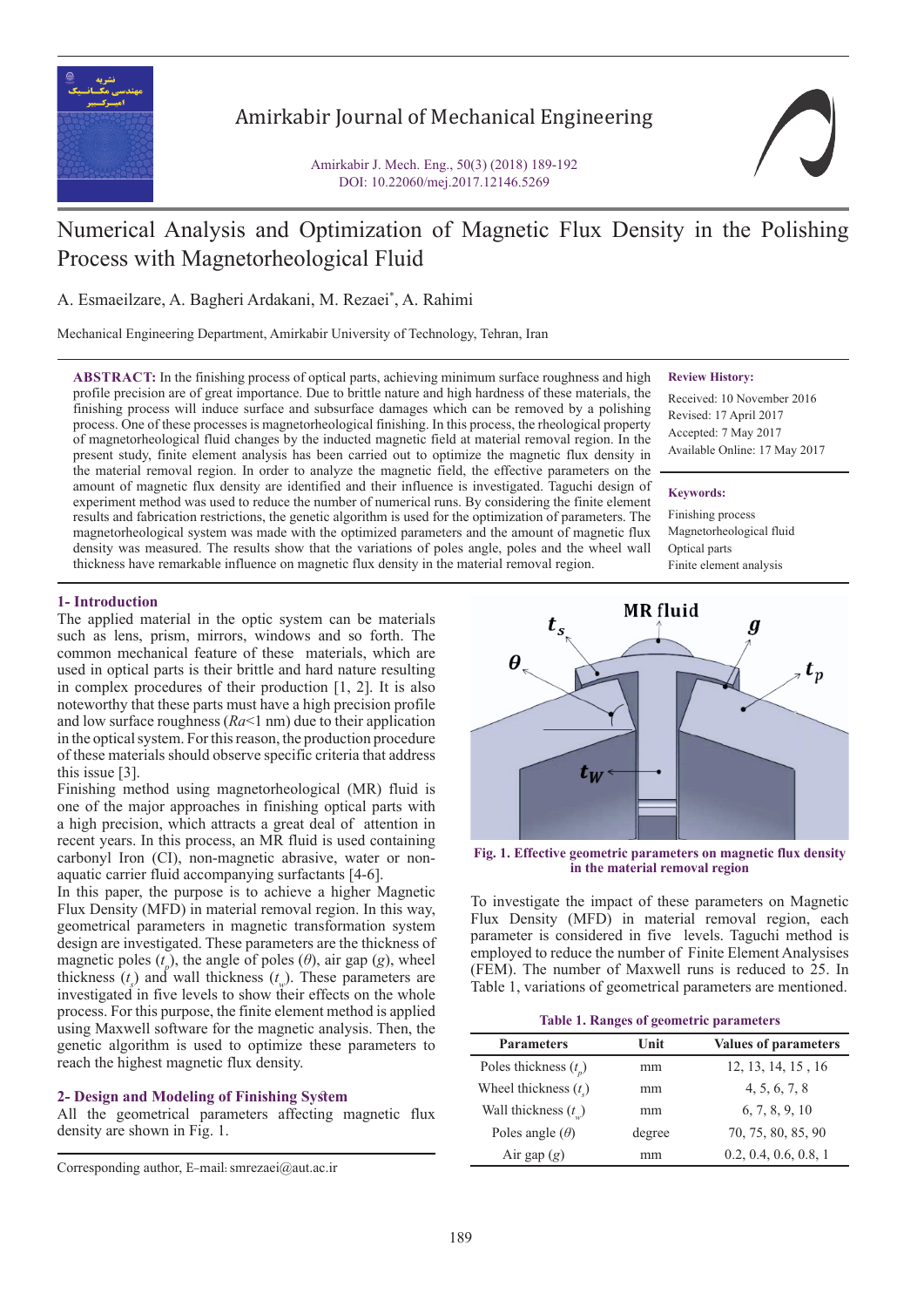# Numerical Analysis and Optimization of Magnetic Flux Density in the Polishing Process with Magnetorheological Fluid

A. Esmaeilzare, A. Bagheri Ardakani, M. Rezaei*, A. Rahimi

Mechanical Engineering Department, Amirkabir University of Technology, Tehran, Iran

**ABSTRACT:** In the finishing process of optical parts, achieving minimum surface roughness and high profile precision are of great importance. Due to brittle nature and high hardness of these materials, the finishing process will induce surface and subsurface damages which can be removed by a polishing process. One of these processes is magnetorheological finishing. In this process, the rheological property of magnetorheological fluid changes by the inducted magnetic field at material removal region. In the present study, finite element analysis has been carried out to optimize the magnetic flux density in the material removal region. In order to analyze the magnetic field, the effective parameters on the amount of magnetic flux density are identified and their influence is investigated. Taguchi design of experiment method was used to reduce the number of numerical runs. By considering the finite element results and fabrication restrictions, the genetic algorithm is used for the optimization of parameters. The magnetorheological system was made with the optimized parameters and the amount of magnetic flux density was measured. The results show that the variations of poles angle, poles and the wheel wall thickness have remarkable influence on magnetic flux density in the material removal region.

**Review History:**

Received: 10 November 2016
Revised: 17 April 2017
Accepted: 7 May 2017
Available Online: 17 May 2017

**Keywords:**

Finishing process
Magnetorheological fluid
Optical parts
Finite element analysis

## 1- Introduction

The applied material in the optic system can be materials such as lens, prism, mirrors, windows and so forth. The common mechanical feature of these materials, which are used in optical parts is their brittle and hard nature resulting in complex procedures of their production [1, 2]. It is also noteworthy that these parts must have a high precision profile and low surface roughness ($Ra$<1 nm) due to their application in the optical system. For this reason, the production procedure of these materials should observe specific criteria that address this issue [3].

Finishing method using magnetorheological (MR) fluid is one of the major approaches in finishing optical parts with a high precision, which attracts a great deal of attention in recent years. In this process, an MR fluid is used containing carbonyl Iron (CI), non-magnetic abrasive, water or non-aquatic carrier fluid accompanying surfactants [4-6].

In this paper, the purpose is to achieve a higher Magnetic Flux Density (MFD) in material removal region. In this way, geometrical parameters in magnetic transformation system design are investigated. These parameters are the thickness of magnetic poles ($t_p$), the angle of poles ($\theta$), air gap ($g$), wheel thickness ($t_s$) and wall thickness ($t_w$). These parameters are investigated in five levels to show their effects on the whole process. For this purpose, the finite element method is applied using Maxwell software for the magnetic analysis. Then, the genetic algorithm is used to optimize these parameters to reach the highest magnetic flux density.

## 2- Design and Modeling of Finishing System

All the geometrical parameters affecting magnetic flux density are shown in Fig. 1.

**Fig. 1. Effective geometric parameters on magnetic flux density in the material removal region**

To investigate the impact of these parameters on Magnetic Flux Density (MFD) in material removal region, each parameter is considered in five levels. Taguchi method is employed to reduce the number of Finite Element Analysises (FEM). The number of Maxwell runs is reduced to 25. In Table 1, variations of geometrical parameters are mentioned.

**Table 1. Ranges of geometric parameters**

| Parameters | Unit | Values of parameters |
|---|---|---|
| Poles thickness ($t_p$) | mm | 12, 13, 14, 15 , 16 |
| Wheel thickness ($t_s$) | mm | 4, 5, 6, 7, 8 |
| Wall thickness ($t_w$) | mm | 6, 7, 8, 9, 10 |
| Poles angle ($\theta$) | degree | 70, 75, 80, 85, 90 |
| Air gap ($g$) | mm | 0.2, 0.4, 0.6, 0.8, 1 |

Corresponding author, E-mail: smrezaei@aut.ac.ir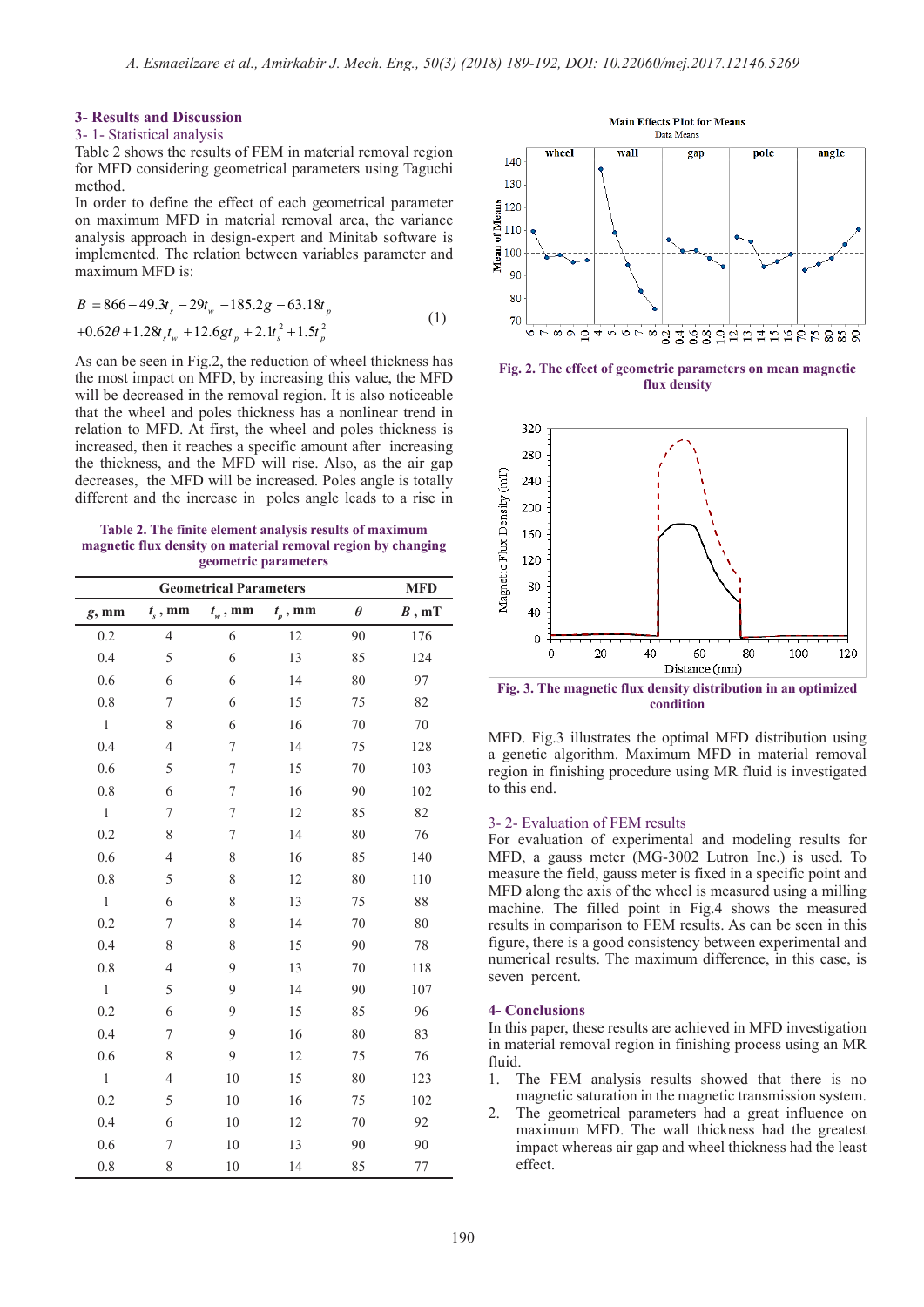## 3- Results and Discussion

### 3- 1- Statistical analysis

Table 2 shows the results of FEM in material removal region for MFD considering geometrical parameters using Taguchi method.

In order to define the effect of each geometrical parameter on maximum MFD in material removal area, the variance analysis approach in design-expert and Minitab software is implemented. The relation between variables parameter and maximum MFD is:

$$B = 866 - 49.3t_s - 29t_w - 185.2g - 63.18t_p + 0.62\theta + 1.28t_s t_w + 12.6gt_p + 2.1t_s^2 + 1.5t_p^2 \quad (1)$$

As can be seen in Fig.2, the reduction of wheel thickness has the most impact on MFD, by increasing this value, the MFD will be decreased in the removal region. It is also noticeable that the wheel and poles thickness has a nonlinear trend in relation to MFD. At first, the wheel and poles thickness is increased, then it reaches a specific amount after increasing the thickness, and the MFD will rise. Also, as the air gap decreases, the MFD will be increased. Poles angle is totally different and the increase in poles angle leads to a rise in MFD. Fig.3 illustrates the optimal MFD distribution using a genetic algorithm. Maximum MFD in material removal region in finishing procedure using MR fluid is investigated to this end.

**Table 2. The finite element analysis results of maximum magnetic flux density on material removal region by changing geometric parameters**

| Geometrical Parameters | | | | | MFD |
|---|---|---|---|---|---|
| $g$, mm | $t_s$, mm | $t_w$, mm | $t_p$, mm | $\theta$ | $B$, mT |
| 0.2 | 4 | 6 | 12 | 90 | 176 |
| 0.4 | 5 | 6 | 13 | 85 | 124 |
| 0.6 | 6 | 6 | 14 | 80 | 97 |
| 0.8 | 7 | 6 | 15 | 75 | 82 |
| 1 | 8 | 6 | 16 | 70 | 70 |
| 0.4 | 4 | 7 | 14 | 75 | 128 |
| 0.6 | 5 | 7 | 15 | 70 | 103 |
| 0.8 | 6 | 7 | 16 | 90 | 102 |
| 1 | 7 | 7 | 12 | 85 | 82 |
| 0.2 | 8 | 7 | 14 | 80 | 76 |
| 0.6 | 4 | 8 | 16 | 85 | 140 |
| 0.8 | 5 | 8 | 12 | 80 | 110 |
| 1 | 6 | 8 | 13 | 75 | 88 |
| 0.2 | 7 | 8 | 14 | 70 | 80 |
| 0.4 | 8 | 8 | 15 | 90 | 78 |
| 0.8 | 4 | 9 | 13 | 70 | 118 |
| 1 | 5 | 9 | 14 | 90 | 107 |
| 0.2 | 6 | 9 | 15 | 85 | 96 |
| 0.4 | 7 | 9 | 16 | 80 | 83 |
| 0.6 | 8 | 9 | 12 | 75 | 76 |
| 1 | 4 | 10 | 15 | 80 | 123 |
| 0.2 | 5 | 10 | 16 | 75 | 102 |
| 0.4 | 6 | 10 | 12 | 70 | 92 |
| 0.6 | 7 | 10 | 13 | 90 | 90 |
| 0.8 | 8 | 10 | 14 | 85 | 77 |

**Fig. 2. The effect of geometric parameters on mean magnetic flux density**

**Fig. 3. The magnetic flux density distribution in an optimized condition**

### 3- 2- Evaluation of FEM results

For evaluation of experimental and modeling results for MFD, a gauss meter (MG-3002 Lutron Inc.) is used. To measure the field, gauss meter is fixed in a specific point and MFD along the axis of the wheel is measured using a milling machine. The filled point in Fig.4 shows the measured results in comparison to FEM results. As can be seen in this figure, there is a good consistency between experimental and numerical results. The maximum difference, in this case, is seven percent.

## 4- Conclusions

In this paper, these results are achieved in MFD investigation in material removal region in finishing process using an MR fluid.

1. The FEM analysis results showed that there is no magnetic saturation in the magnetic transmission system.
2. The geometrical parameters had a great influence on maximum MFD. The wall thickness had the greatest impact whereas air gap and wheel thickness had the least effect.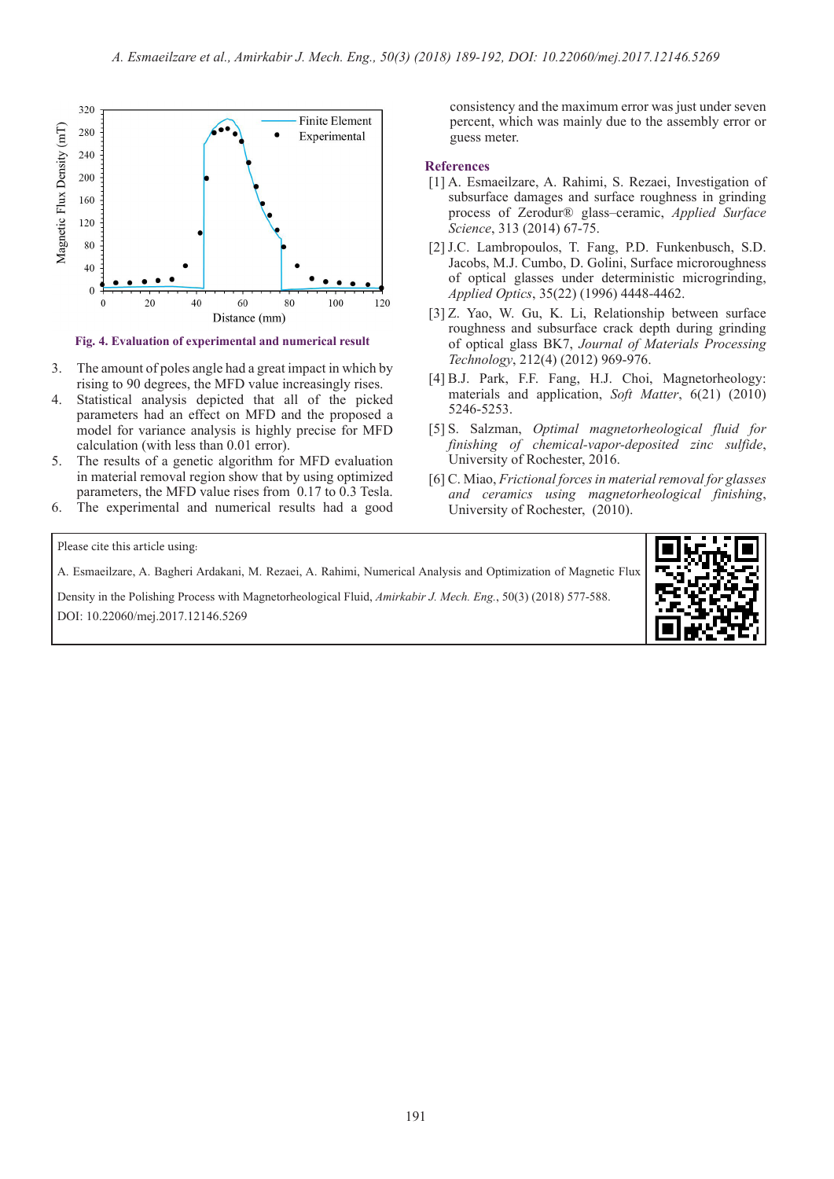Magnetic Flux Density (mT)

320
280
240
200
160
120
80
40
0

0 20 40 60 80 100 120

Distance (mm)

Finite Element
Experimental

**Fig. 4. Evaluation of experimental and numerical result**

3. The amount of poles angle had a great impact in which by rising to 90 degrees, the MFD value increasingly rises.
4. Statistical analysis depicted that all of the picked parameters had an effect on MFD and the proposed a model for variance analysis is highly precise for MFD calculation (with less than 0.01 error).
5. The results of a genetic algorithm for MFD evaluation in material removal region show that by using optimized parameters, the MFD value rises from 0.17 to 0.3 Tesla.
6. The experimental and numerical results had a good consistency and the maximum error was just under seven percent, which was mainly due to the assembly error or guess meter.

## References

[1] A. Esmaeilzare, A. Rahimi, S. Rezaei, Investigation of subsurface damages and surface roughness in grinding process of Zerodur® glass–ceramic, *Applied Surface Science*, 313 (2014) 67-75.

[2] J.C. Lambropoulos, T. Fang, P.D. Funkenbusch, S.D. Jacobs, M.J. Cumbo, D. Golini, Surface microroughness of optical glasses under deterministic microgrinding, *Applied Optics*, 35(22) (1996) 4448-4462.

[3] Z. Yao, W. Gu, K. Li, Relationship between surface roughness and subsurface crack depth during grinding of optical glass BK7, *Journal of Materials Processing Technology*, 212(4) (2012) 969-976.

[4] B.J. Park, F.F. Fang, H.J. Choi, Magnetorheology: materials and application, *Soft Matter*, 6(21) (2010) 5246-5253.

[5] S. Salzman, *Optimal magnetorheological fluid for finishing of chemical-vapor-deposited zinc sulfide*, University of Rochester, 2016.

[6] C. Miao, *Frictional forces in material removal for glasses and ceramics using magnetorheological finishing*, University of Rochester, (2010).

Please cite this article using:

A. Esmaeilzare, A. Bagheri Ardakani, M. Rezaei, A. Rahimi, Numerical Analysis and Optimization of Magnetic Flux Density in the Polishing Process with Magnetorheological Fluid, *Amirkabir J. Mech. Eng.*, 50(3) (2018) 577-588.
DOI: 10.22060/mej.2017.12146.5269